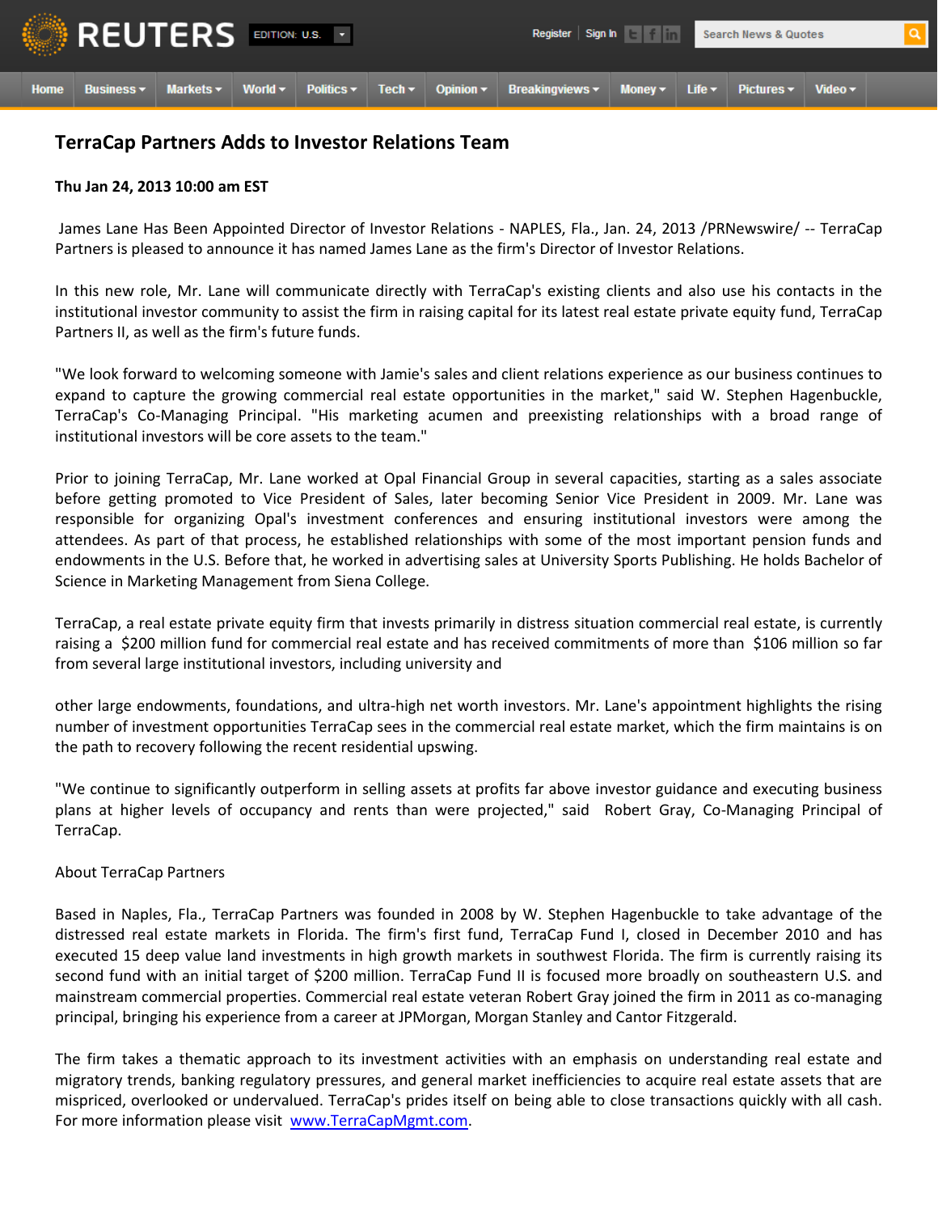# TerraCap Partners Adds to Investor Relations Team

**Thu Jan 24, 2013 10:00 am EST**

James Lane Has Been Appointed Director of Investor Relations - NAPLES, Fla., Jan. 24, 2013 /PRNewswire/ -- TerraCap Partners is pleased to announce it has named James Lane as the firm's Director of Investor Relations.

In this new role, Mr. Lane will communicate directly with TerraCap's existing clients and also use his contacts in the institutional investor community to assist the firm in raising capital for its latest real estate private equity fund, TerraCap Partners II, as well as the firm's future funds.

"We look forward to welcoming someone with Jamie's sales and client relations experience as our business continues to expand to capture the growing commercial real estate opportunities in the market," said W. Stephen Hagenbuckle, TerraCap's Co-Managing Principal. "His marketing acumen and preexisting relationships with a broad range of institutional investors will be core assets to the team."

Prior to joining TerraCap, Mr. Lane worked at Opal Financial Group in several capacities, starting as a sales associate before getting promoted to Vice President of Sales, later becoming Senior Vice President in 2009. Mr. Lane was responsible for organizing Opal's investment conferences and ensuring institutional investors were among the attendees. As part of that process, he established relationships with some of the most important pension funds and endowments in the U.S. Before that, he worked in advertising sales at University Sports Publishing. He holds Bachelor of Science in Marketing Management from Siena College.

TerraCap, a real estate private equity firm that invests primarily in distress situation commercial real estate, is currently raising a $200 million fund for commercial real estate and has received commitments of more than $106 million so far from several large institutional investors, including university and other large endowments, foundations, and ultra-high net worth investors. Mr. Lane's appointment highlights the rising number of investment opportunities TerraCap sees in the commercial real estate market, which the firm maintains is on the path to recovery following the recent residential upswing.

"We continue to significantly outperform in selling assets at profits far above investor guidance and executing business plans at higher levels of occupancy and rents than were projected," said Robert Gray, Co-Managing Principal of TerraCap.

About TerraCap Partners

Based in Naples, Fla., TerraCap Partners was founded in 2008 by W. Stephen Hagenbuckle to take advantage of the distressed real estate markets in Florida. The firm's first fund, TerraCap Fund I, closed in December 2010 and has executed 15 deep value land investments in high growth markets in southwest Florida. The firm is currently raising its second fund with an initial target of $200 million. TerraCap Fund II is focused more broadly on southeastern U.S. and mainstream commercial properties. Commercial real estate veteran Robert Gray joined the firm in 2011 as co-managing principal, bringing his experience from a career at JPMorgan, Morgan Stanley and Cantor Fitzgerald.

The firm takes a thematic approach to its investment activities with an emphasis on understanding real estate and migratory trends, banking regulatory pressures, and general market inefficiencies to acquire real estate assets that are mispriced, overlooked or undervalued. TerraCap's prides itself on being able to close transactions quickly with all cash. For more information please visit [www.TerraCapMgmt.com](http://www.TerraCapMgmt.com).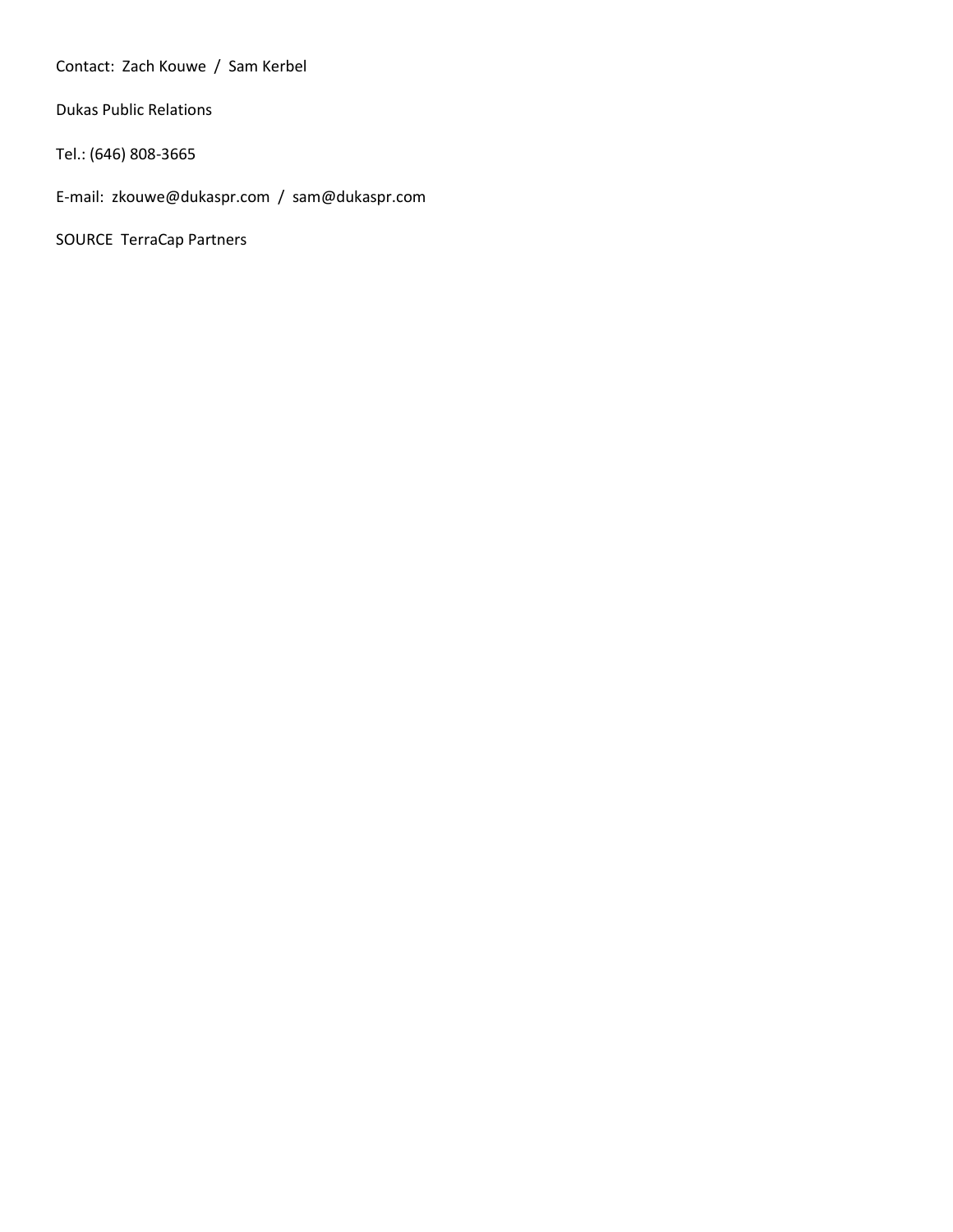Contact: Zach Kouwe / Sam Kerbel

Dukas Public Relations

Tel.: (646) 808-3665

E-mail: zkouwe@dukaspr.com / sam@dukaspr.com

SOURCE TerraCap Partners